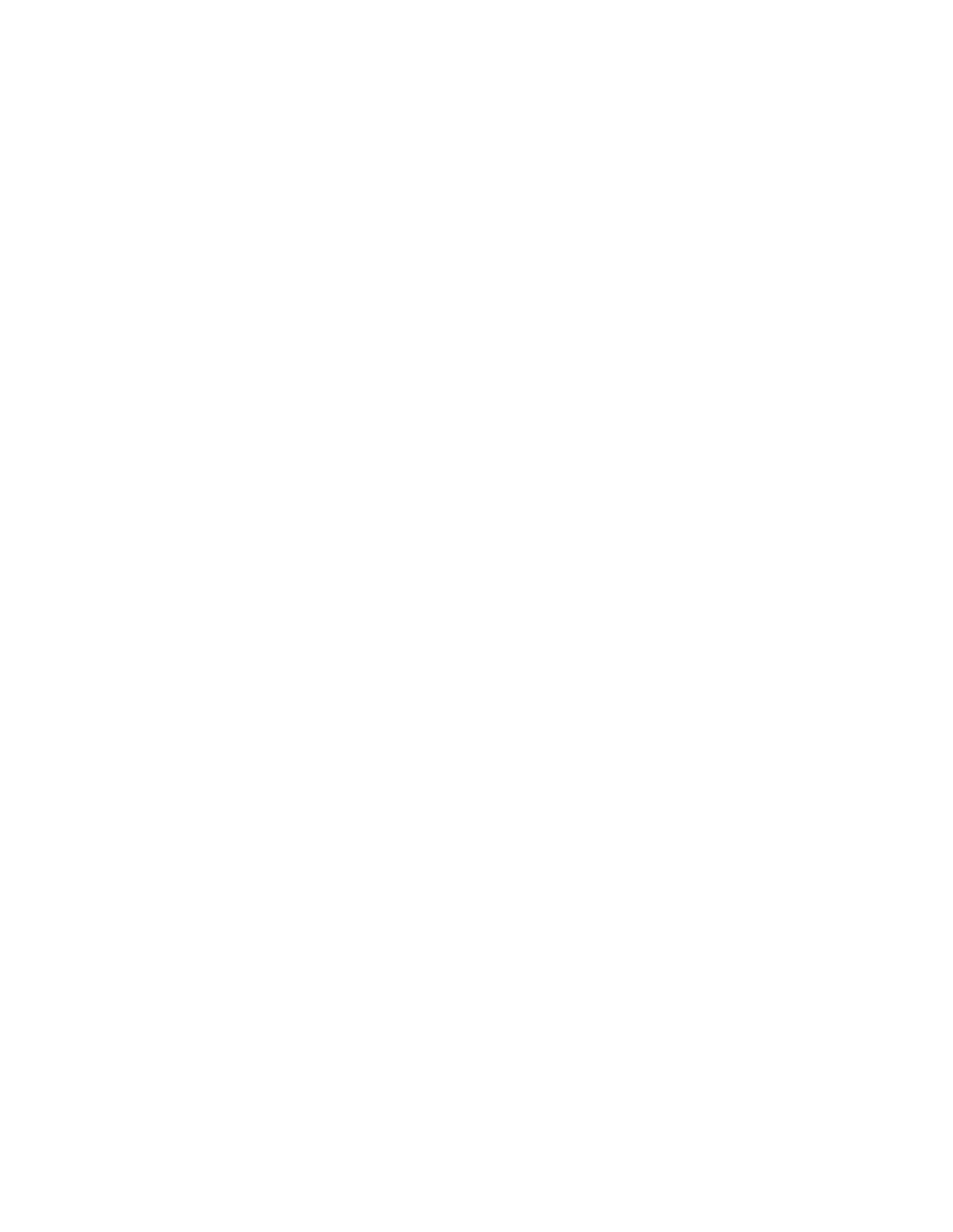## **FORM 52-109F1 CERTIFICATION OF ANNUAL FILINGS FULL CERTIFICATE**

I, Jacques Potvin, Executive Vice-President, CFO and Chief Actuary of iA Financial Corporation Inc., certify the following:

1. *Review:* I have reviewed the AIF, if any, annual financial statements and annual MD&A, including, for greater certainty, all documents and information that are incorporated by reference in the AIF (together, the "annual filings") of iA Financial Corporation Inc. (the "issuer") for the financial year ended December 31, 2020.

2. *No misrepresentations:* Based on my knowledge, having exercised reasonable diligence, the annual filings do not contain any untrue statement of a material fact or omit to state a material fact required to be stated or that is necessary to make a statement not misleading in light of the circumstances under which it was made, with respect to the period covered by the annual filings.

3. *Fair presentation:* Based on my knowledge, having exercised reasonable diligence, the annual financial statements together with the other financial information included in the annual filings fairly present in all material respects the financial condition, financial performance and cash flows of the issuer, as of the date of and for the periods presented in the annual filings.

4. *Responsibility:* The issuer's other certifying officer(s) and I are responsible for establishing and maintaining disclosure controls and procedures (DC&P) and internal control over financial reporting (ICFR), as those terms are defined in Regulation 52-109 respecting Certification of Disclosure in Issuers' Annual and Interim Filings (c. V-1.1, r. 27), for the issuer.

5. *Design:* Subject to the limitations, if any, described in paragraphs 5.2 and 5.3, the issuer's other certifying officer(s) and I have, as at the financial year end

- (a) designed DC&P, or caused it to be designed under our supervision, to provide reasonable assurance that
	- material information relating to the issuer is made known to us by others, particularly during the period in which the annual filings are being prepared; and
	- (ii) information required to be disclosed by the issuer in its annual filings, interim filings or other reports filed or submitted by it under securities legislation is recorded, processed, summarized and reported within the time periods specified in securities legislation; and
- (b) designed ICFR, or caused it to be designed under our supervision, to provide reasonable assurance regarding the reliability of financial reporting and the preparation of financial statements for external purposes